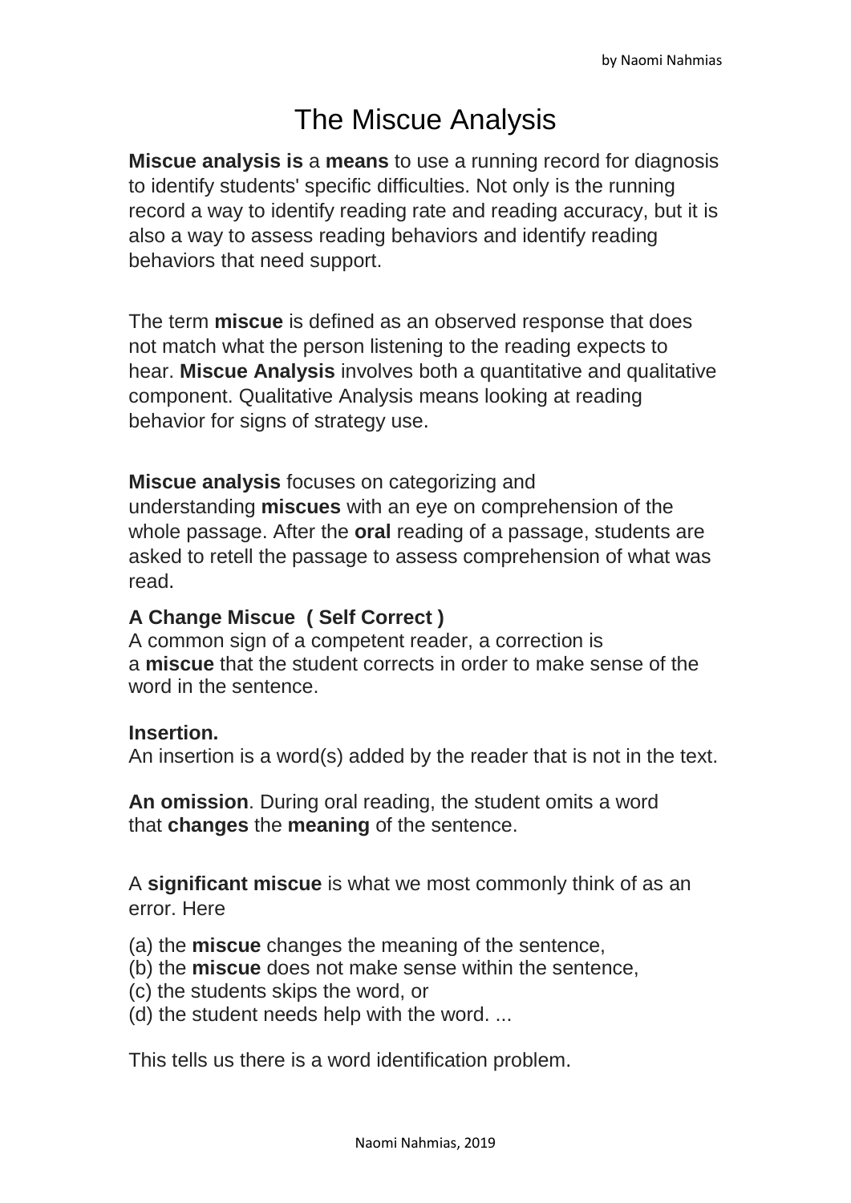# The Miscue Analysis

**Miscue analysis is** a **means** to use a running record for diagnosis to identify students' specific difficulties. Not only is the running record a way to identify reading rate and reading accuracy, but it is also a way to assess reading behaviors and identify reading behaviors that need support.

The term **miscue** is defined as an observed response that does not match what the person listening to the reading expects to hear. **Miscue Analysis** involves both a quantitative and qualitative component. Qualitative Analysis means looking at reading behavior for signs of strategy use.

**Miscue analysis** focuses on categorizing and understanding **miscues** with an eye on comprehension of the whole passage. After the **oral** reading of a passage, students are asked to retell the passage to assess comprehension of what was read.

**A Change Miscue ( Self Correct )**
A common sign of a competent reader, a correction is a **miscue** that the student corrects in order to make sense of the word in the sentence.

**Insertion.**
An insertion is a word(s) added by the reader that is not in the text.

**An omission**. During oral reading, the student omits a word that **changes** the **meaning** of the sentence.

A **significant miscue** is what we most commonly think of as an error. Here

(a) the **miscue** changes the meaning of the sentence,
(b) the **miscue** does not make sense within the sentence,
(c) the students skips the word, or
(d) the student needs help with the word. ...

This tells us there is a word identification problem.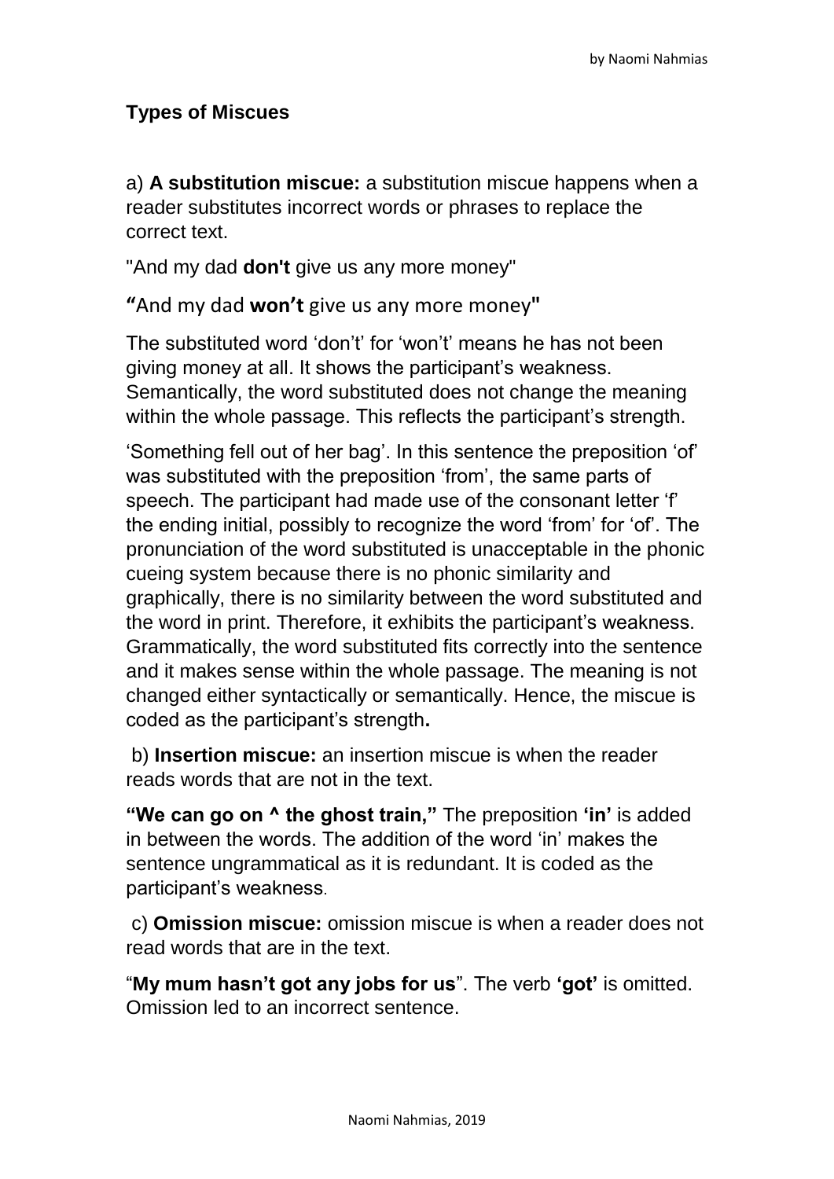### Types of Miscues

a) **A substitution miscue:** a substitution miscue happens when a reader substitutes incorrect words or phrases to replace the correct text.

"And my dad **don't** give us any more money"

**"**And my dad **won't** give us any more money**"**

The substituted word 'don't' for 'won't' means he has not been giving money at all. It shows the participant's weakness. Semantically, the word substituted does not change the meaning within the whole passage. This reflects the participant's strength.

'Something fell out of her bag'. In this sentence the preposition 'of' was substituted with the preposition 'from', the same parts of speech. The participant had made use of the consonant letter 'f' the ending initial, possibly to recognize the word 'from' for 'of'. The pronunciation of the word substituted is unacceptable in the phonic cueing system because there is no phonic similarity and graphically, there is no similarity between the word substituted and the word in print. Therefore, it exhibits the participant's weakness. Grammatically, the word substituted fits correctly into the sentence and it makes sense within the whole passage. The meaning is not changed either syntactically or semantically. Hence, the miscue is coded as the participant's strength**.**

b) **Insertion miscue:** an insertion miscue is when the reader reads words that are not in the text.

**"We can go on ^ the ghost train,"** The preposition **'in'** is added in between the words. The addition of the word 'in' makes the sentence ungrammatical as it is redundant. It is coded as the participant's weakness.

c) **Omission miscue:** omission miscue is when a reader does not read words that are in the text.

"**My mum hasn't got any jobs for us**". The verb **'got'** is omitted. Omission led to an incorrect sentence.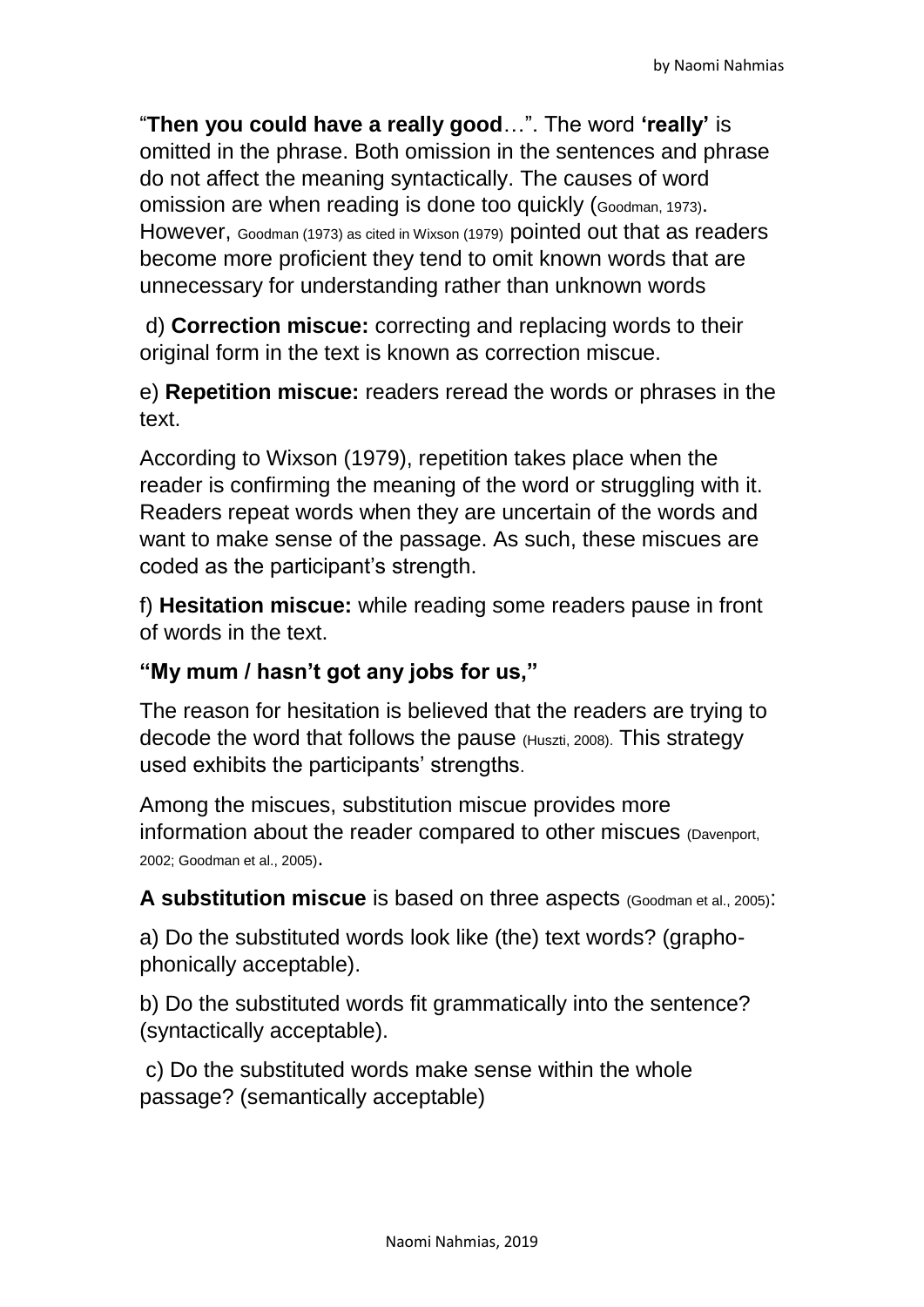"**Then you could have a really good**…". The word **'really'** is omitted in the phrase. Both omission in the sentences and phrase do not affect the meaning syntactically. The causes of word omission are when reading is done too quickly (Goodman, 1973). However, Goodman (1973) as cited in Wixson (1979) pointed out that as readers become more proficient they tend to omit known words that are unnecessary for understanding rather than unknown words

d) **Correction miscue:** correcting and replacing words to their original form in the text is known as correction miscue.

e) **Repetition miscue:** readers reread the words or phrases in the text.

According to Wixson (1979), repetition takes place when the reader is confirming the meaning of the word or struggling with it. Readers repeat words when they are uncertain of the words and want to make sense of the passage. As such, these miscues are coded as the participant's strength.

f) **Hesitation miscue:** while reading some readers pause in front of words in the text.

**"My mum / hasn't got any jobs for us,"**

The reason for hesitation is believed that the readers are trying to decode the word that follows the pause (Huszti, 2008). This strategy used exhibits the participants' strengths.

Among the miscues, substitution miscue provides more information about the reader compared to other miscues (Davenport, 2002; Goodman et al., 2005).

**A substitution miscue** is based on three aspects (Goodman et al., 2005):

a) Do the substituted words look like (the) text words? (grapho-phonically acceptable).

b) Do the substituted words fit grammatically into the sentence? (syntactically acceptable).

c) Do the substituted words make sense within the whole passage? (semantically acceptable)